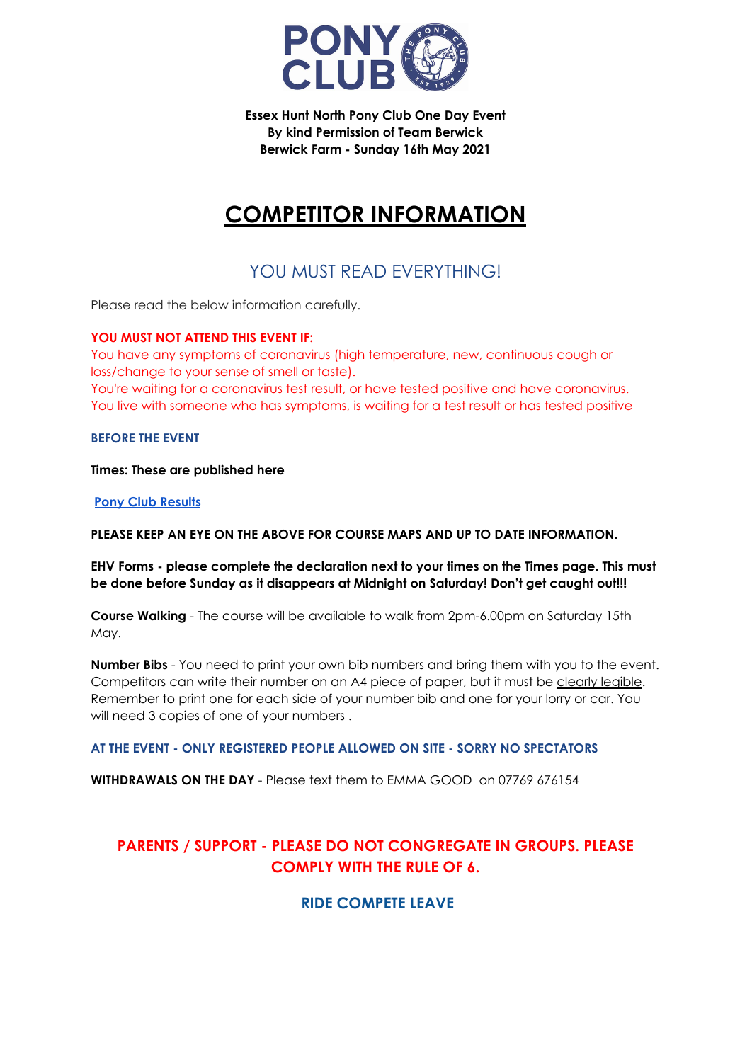**Essex Hunt North Pony Club One Day Event**
**By kind Permission of Team Berwick**
**Berwick Farm - Sunday 16th May 2021**

# COMPETITOR INFORMATION

## YOU MUST READ EVERYTHING!

Please read the below information carefully.

**YOU MUST NOT ATTEND THIS EVENT IF:**

You have any symptoms of coronavirus (high temperature, new, continuous cough or loss/change to your sense of smell or taste).

You're waiting for a coronavirus test result, or have tested positive and have coronavirus.

You live with someone who has symptoms, is waiting for a test result or has tested positive

**BEFORE THE EVENT**

**Times: These are published here**

**Pony Club Results**

**PLEASE KEEP AN EYE ON THE ABOVE FOR COURSE MAPS AND UP TO DATE INFORMATION.**

**EHV Forms - please complete the declaration next to your times on the Times page. This must be done before Sunday as it disappears at Midnight on Saturday! Don't get caught out!!!**

**Course Walking** - The course will be available to walk from 2pm-6.00pm on Saturday 15th May.

**Number Bibs** - You need to print your own bib numbers and bring them with you to the event. Competitors can write their number on an A4 piece of paper, but it must be clearly legible. Remember to print one for each side of your number bib and one for your lorry or car. You will need 3 copies of one of your numbers .

**AT THE EVENT - ONLY REGISTERED PEOPLE ALLOWED ON SITE - SORRY NO SPECTATORS**

**WITHDRAWALS ON THE DAY** - Please text them to EMMA GOOD on 07769 676154

**PARENTS / SUPPORT - PLEASE DO NOT CONGREGATE IN GROUPS. PLEASE COMPLY WITH THE RULE OF 6.**

**RIDE COMPETE LEAVE**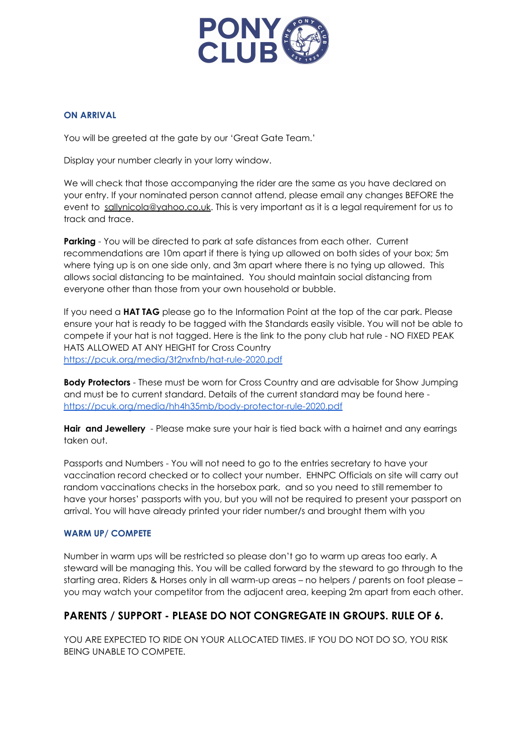### ON ARRIVAL

You will be greeted at the gate by our 'Great Gate Team.'

Display your number clearly in your lorry window.

We will check that those accompanying the rider are the same as you have declared on your entry. If your nominated person cannot attend, please email any changes BEFORE the event to sallynicola@yahoo.co.uk. This is very important as it is a legal requirement for us to track and trace.

**Parking** - You will be directed to park at safe distances from each other. Current recommendations are 10m apart if there is tying up allowed on both sides of your box; 5m where tying up is on one side only, and 3m apart where there is no tying up allowed. This allows social distancing to be maintained. You should maintain social distancing from everyone other than those from your own household or bubble.

If you need a **HAT TAG** please go to the Information Point at the top of the car park. Please ensure your hat is ready to be tagged with the Standards easily visible. You will not be able to compete if your hat is not tagged. Here is the link to the pony club hat rule - NO FIXED PEAK HATS ALLOWED AT ANY HEIGHT for Cross Country
https://pcuk.org/media/3t2nxfnb/hat-rule-2020.pdf

**Body Protectors** - These must be worn for Cross Country and are advisable for Show Jumping and must be to current standard. Details of the current standard may be found here - https://pcuk.org/media/hh4h35mb/body-protector-rule-2020.pdf

**Hair and Jewellery** - Please make sure your hair is tied back with a hairnet and any earrings taken out.

Passports and Numbers - You will not need to go to the entries secretary to have your vaccination record checked or to collect your number. EHNPC Officials on site will carry out random vaccinations checks in the horsebox park, and so you need to still remember to have your horses' passports with you, but you will not be required to present your passport on arrival. You will have already printed your rider number/s and brought them with you

### WARM UP/ COMPETE

Number in warm ups will be restricted so please don't go to warm up areas too early. A steward will be managing this. You will be called forward by the steward to go through to the starting area. Riders & Horses only in all warm-up areas – no helpers / parents on foot please – you may watch your competitor from the adjacent area, keeping 2m apart from each other.

## PARENTS / SUPPORT - PLEASE DO NOT CONGREGATE IN GROUPS. RULE OF 6.

YOU ARE EXPECTED TO RIDE ON YOUR ALLOCATED TIMES. IF YOU DO NOT DO SO, YOU RISK BEING UNABLE TO COMPETE.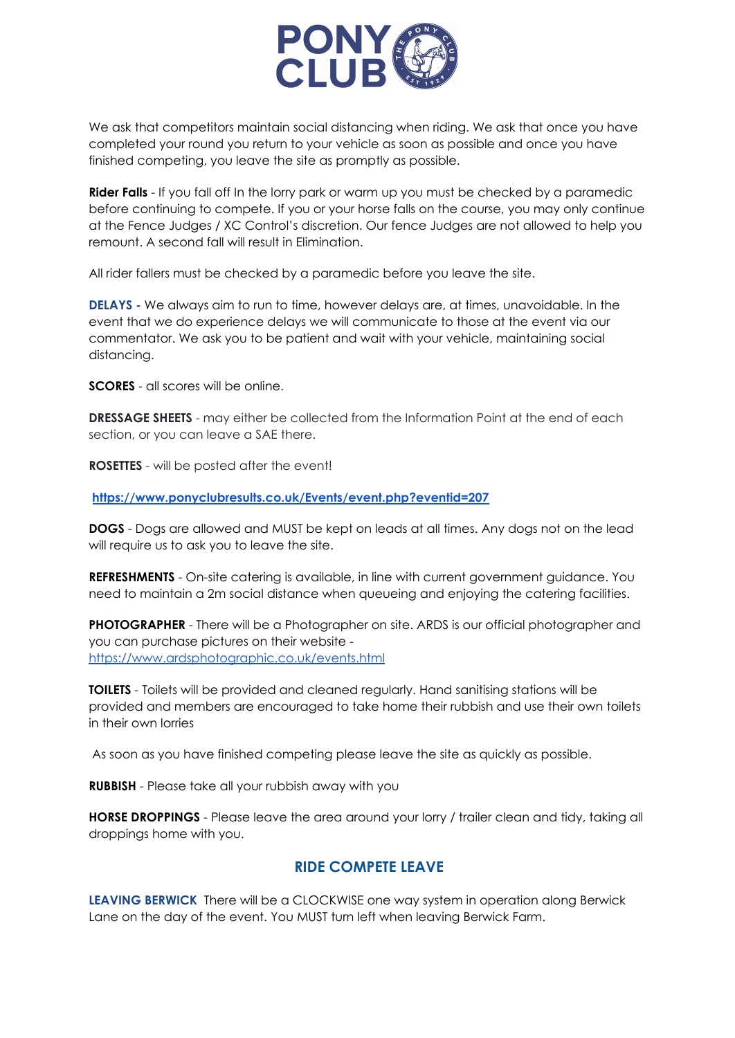We ask that competitors maintain social distancing when riding. We ask that once you have completed your round you return to your vehicle as soon as possible and once you have finished competing, you leave the site as promptly as possible.

**Rider Falls** - If you fall off In the lorry park or warm up you must be checked by a paramedic before continuing to compete. If you or your horse falls on the course, you may only continue at the Fence Judges / XC Control's discretion. Our fence Judges are not allowed to help you remount. A second fall will result in Elimination.

All rider fallers must be checked by a paramedic before you leave the site.

**DELAYS -** We always aim to run to time, however delays are, at times, unavoidable. In the event that we do experience delays we will communicate to those at the event via our commentator. We ask you to be patient and wait with your vehicle, maintaining social distancing.

**SCORES** - all scores will be online.

**DRESSAGE SHEETS** - may either be collected from the Information Point at the end of each section, or you can leave a SAE there.

**ROSETTES** - will be posted after the event!

**https://www.ponyclubresults.co.uk/Events/event.php?eventid=207**

**DOGS** - Dogs are allowed and MUST be kept on leads at all times. Any dogs not on the lead will require us to ask you to leave the site.

**REFRESHMENTS** - On-site catering is available, in line with current government guidance. You need to maintain a 2m social distance when queueing and enjoying the catering facilities.

**PHOTOGRAPHER** - There will be a Photographer on site. ARDS is our official photographer and you can purchase pictures on their website - https://www.ardsphotographic.co.uk/events.html

**TOILETS** - Toilets will be provided and cleaned regularly. Hand sanitising stations will be provided and members are encouraged to take home their rubbish and use their own toilets in their own lorries

As soon as you have finished competing please leave the site as quickly as possible.

**RUBBISH** - Please take all your rubbish away with you

**HORSE DROPPINGS** - Please leave the area around your lorry / trailer clean and tidy, taking all droppings home with you.

## RIDE COMPETE LEAVE

**LEAVING BERWICK** There will be a CLOCKWISE one way system in operation along Berwick Lane on the day of the event. You MUST turn left when leaving Berwick Farm.